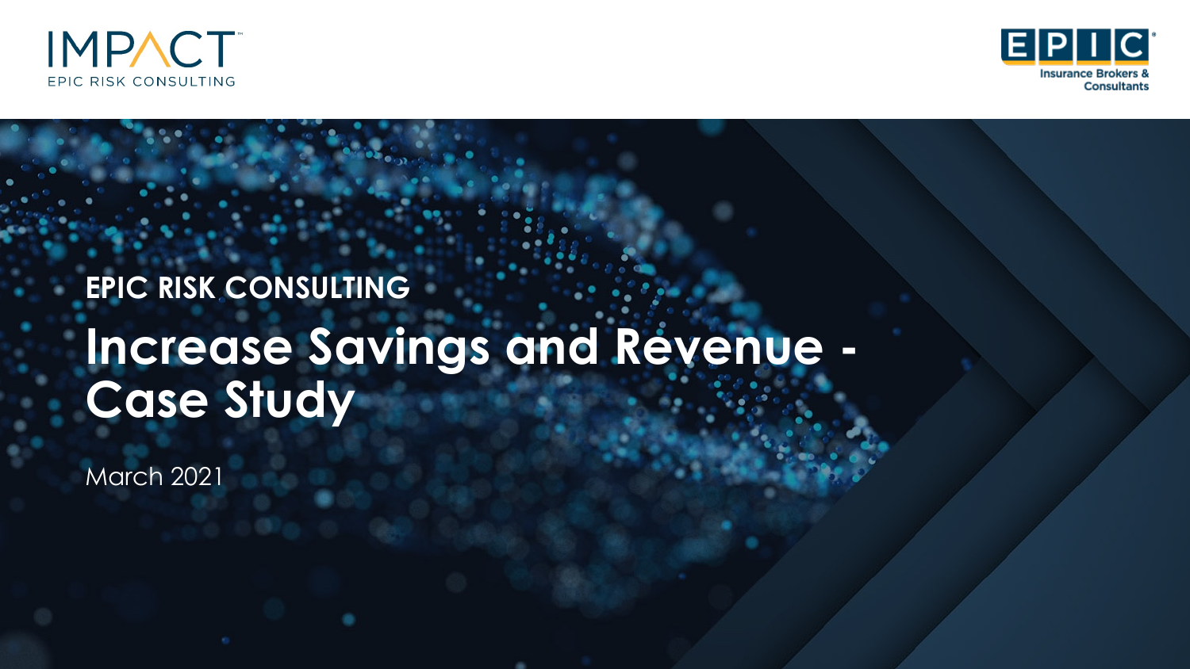IMPACT™

EPIC RISK CONSULTING

EPIC®

Insurance Brokers & Consultants

**EPIC RISK CONSULTING**

# Increase Savings and Revenue - Case Study

March 2021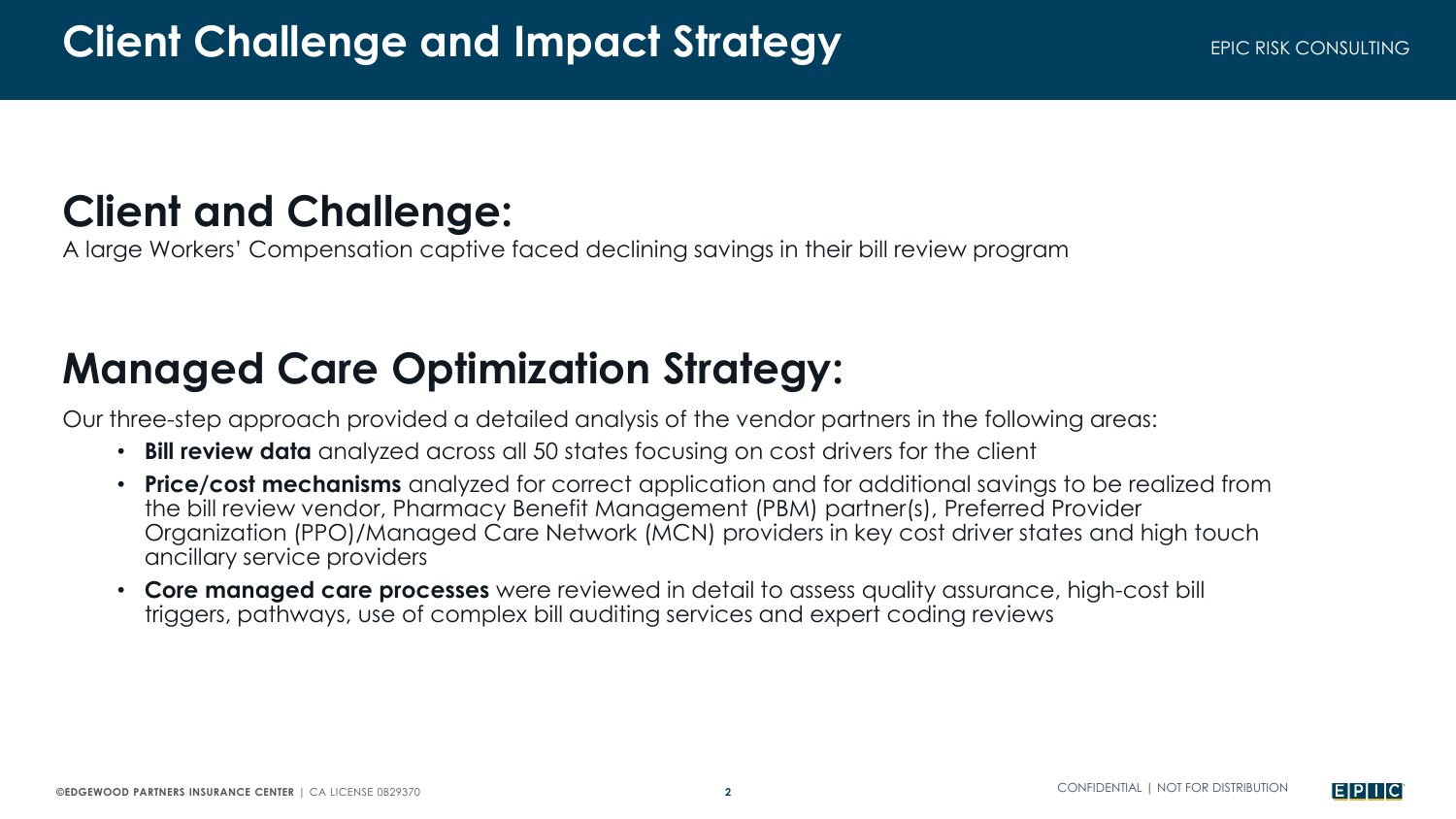# Client Challenge and Impact Strategy

## Client and Challenge:

A large Workers' Compensation captive faced declining savings in their bill review program

## Managed Care Optimization Strategy:

Our three-step approach provided a detailed analysis of the vendor partners in the following areas:

- **Bill review data** analyzed across all 50 states focusing on cost drivers for the client
- **Price/cost mechanisms** analyzed for correct application and for additional savings to be realized from the bill review vendor, Pharmacy Benefit Management (PBM) partner(s), Preferred Provider Organization (PPO)/Managed Care Network (MCN) providers in key cost driver states and high touch ancillary service providers
- **Core managed care processes** were reviewed in detail to assess quality assurance, high-cost bill triggers, pathways, use of complex bill auditing services and expert coding reviews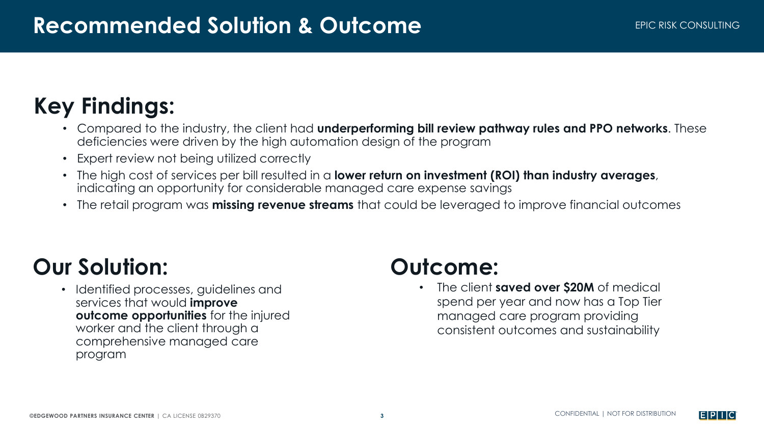# Recommended Solution & Outcome

## Key Findings:

- Compared to the industry, the client had **underperforming bill review pathway rules and PPO networks**. These deficiencies were driven by the high automation design of the program
- Expert review not being utilized correctly
- The high cost of services per bill resulted in a **lower return on investment (ROI) than industry averages**, indicating an opportunity for considerable managed care expense savings
- The retail program was **missing revenue streams** that could be leveraged to improve financial outcomes

## Our Solution:

- Identified processes, guidelines and services that would **improve outcome opportunities** for the injured worker and the client through a comprehensive managed care program

## Outcome:

- The client **saved over $20M** of medical spend per year and now has a Top Tier managed care program providing consistent outcomes and sustainability